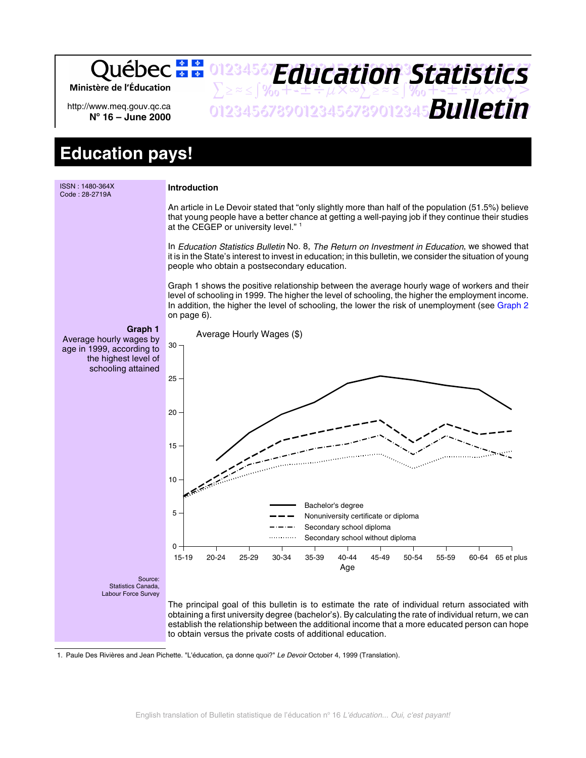Québec
Ministère de l'Éducation

http://www.meq.gouv.qc.ca
**N° 16 – June 2000**

# Education Statistics Bulletin

# Education pays!

ISSN : 1480-364X
Code : 28-2719A

### Introduction

An article in Le Devoir stated that "only slightly more than half of the population (51.5%) believe that young people have a better chance at getting a well-paying job if they continue their studies at the CEGEP or university level." [1]

In *Education Statistics Bulletin* No. 8, *The Return on Investment in Education*, we showed that it is in the State's interest to invest in education; in this bulletin, we consider the situation of young people who obtain a postsecondary education.

Graph 1 shows the positive relationship between the average hourly wage of workers and their level of schooling in 1999. The higher the level of schooling, the higher the employment income. In addition, the higher the level of schooling, the lower the risk of unemployment (see Graph 2 on page 6).

**Graph 1**
Average hourly wages by age in 1999, according to the highest level of schooling attained

Average Hourly Wages ($)

Legend: Bachelor's degree; Nonuniversity certificate or diploma; Secondary school diploma; Secondary school without diploma

Age: 15-19, 20-24, 25-29, 30-34, 35-39, 40-44, 45-49, 50-54, 55-59, 60-64, 65 et plus

Source:
Statistics Canada,
Labour Force Survey

The principal goal of this bulletin is to estimate the rate of individual return associated with obtaining a first university degree (bachelor's). By calculating the rate of individual return, we can establish the relationship between the additional income that a more educated person can hope to obtain versus the private costs of additional education.

1. Paule Des Rivières and Jean Pichette. "L'éducation, ça donne quoi?" *Le Devoir* October 4, 1999 (Translation).

English translation of Bulletin statistique de l'éducation nº 16 *L'éducation... Oui, c'est payant!*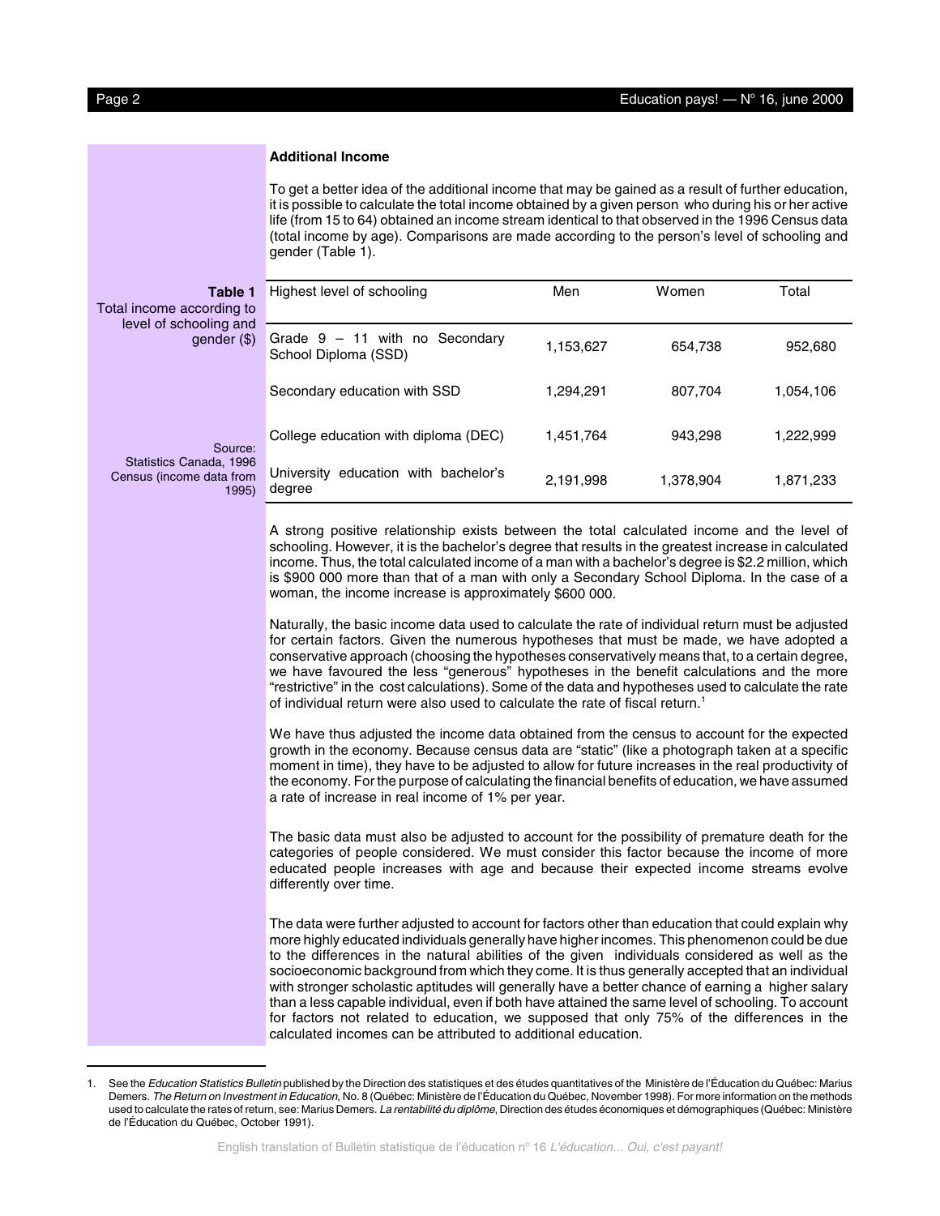## Additional Income

To get a better idea of the additional income that may be gained as a result of further education, it is possible to calculate the total income obtained by a given person who during his or her active life (from 15 to 64) obtained an income stream identical to that observed in the 1996 Census data (total income by age). Comparisons are made according to the person's level of schooling and gender (Table 1).

**Table 1**
Total income according to level of schooling and gender ($)

| Highest level of schooling | Men | Women | Total |
|---|---|---|---|
| Grade 9 – 11 with no Secondary School Diploma (SSD) | 1,153,627 | 654,738 | 952,680 |
| Secondary education with SSD | 1,294,291 | 807,704 | 1,054,106 |
| College education with diploma (DEC) | 1,451,764 | 943,298 | 1,222,999 |
| University education with bachelor's degree | 2,191,998 | 1,378,904 | 1,871,233 |

Source: Statistics Canada, 1996 Census (income data from 1995)

A strong positive relationship exists between the total calculated income and the level of schooling. However, it is the bachelor's degree that results in the greatest increase in calculated income. Thus, the total calculated income of a man with a bachelor's degree is $2.2 million, which is $900 000 more than that of a man with only a Secondary School Diploma. In the case of a woman, the income increase is approximately $600 000.

Naturally, the basic income data used to calculate the rate of individual return must be adjusted for certain factors. Given the numerous hypotheses that must be made, we have adopted a conservative approach (choosing the hypotheses conservatively means that, to a certain degree, we have favoured the less "generous" hypotheses in the benefit calculations and the more "restrictive" in the cost calculations). Some of the data and hypotheses used to calculate the rate of individual return were also used to calculate the rate of fiscal return.[1]

We have thus adjusted the income data obtained from the census to account for the expected growth in the economy. Because census data are "static" (like a photograph taken at a specific moment in time), they have to be adjusted to allow for future increases in the real productivity of the economy. For the purpose of calculating the financial benefits of education, we have assumed a rate of increase in real income of 1% per year.

The basic data must also be adjusted to account for the possibility of premature death for the categories of people considered. We must consider this factor because the income of more educated people increases with age and because their expected income streams evolve differently over time.

The data were further adjusted to account for factors other than education that could explain why more highly educated individuals generally have higher incomes. This phenomenon could be due to the differences in the natural abilities of the given individuals considered as well as the socioeconomic background from which they come. It is thus generally accepted that an individual with stronger scholastic aptitudes will generally have a better chance of earning a higher salary than a less capable individual, even if both have attained the same level of schooling. To account for factors not related to education, we supposed that only 75% of the differences in the calculated incomes can be attributed to additional education.

---

1. See the *Education Statistics Bulletin* published by the Direction des statistiques et des études quantitatives of the Ministère de l'Éducation du Québec: Marius Demers. *The Return on Investment in Education*, No. 8 (Québec: Ministère de l'Éducation du Québec, November 1998). For more information on the methods used to calculate the rates of return, see: Marius Demers. *La rentabilité du diplôme*, Direction des études économiques et démographiques (Québec: Ministère de l'Éducation du Québec, October 1991).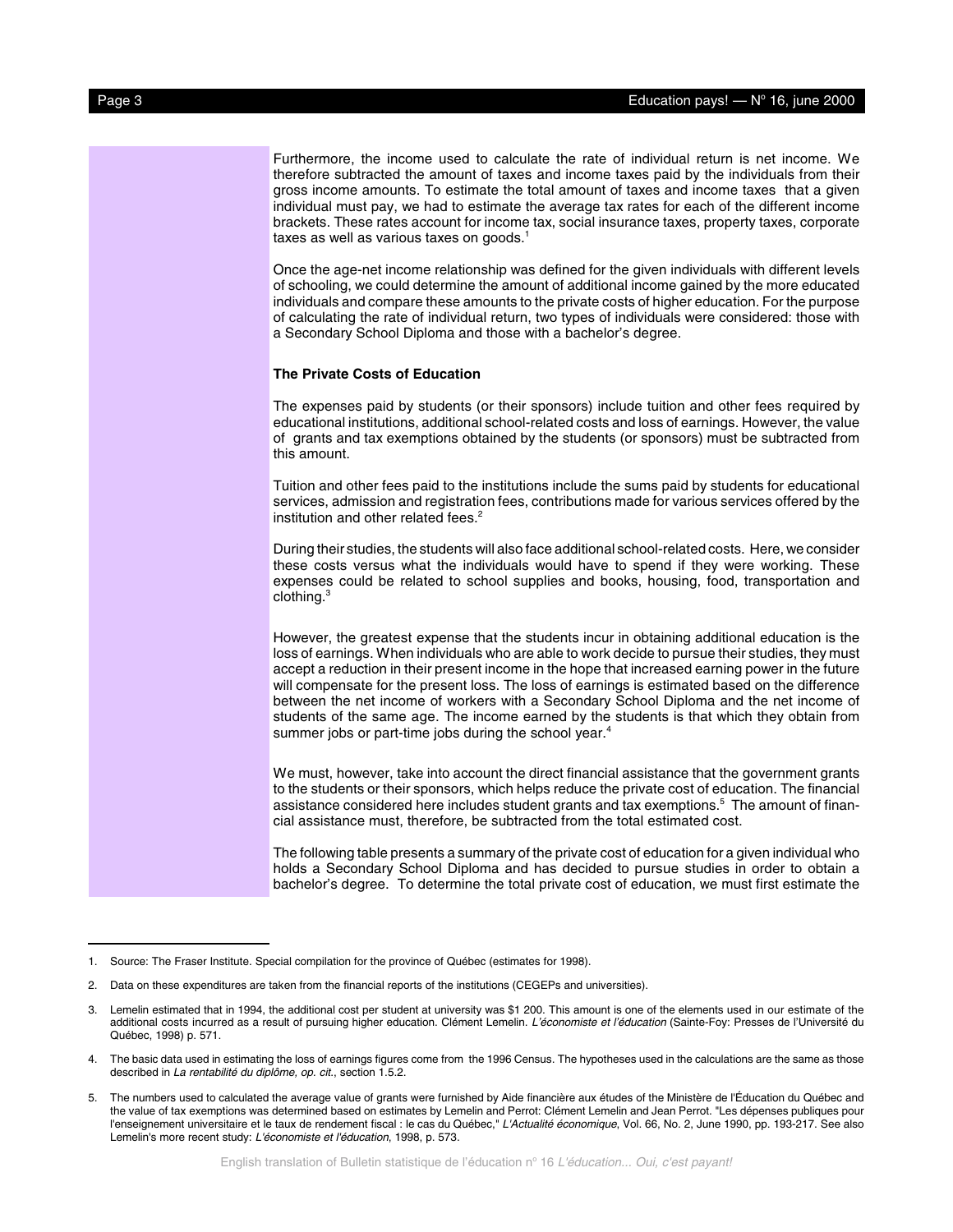Furthermore, the income used to calculate the rate of individual return is net income. We therefore subtracted the amount of taxes and income taxes paid by the individuals from their gross income amounts. To estimate the total amount of taxes and income taxes that a given individual must pay, we had to estimate the average tax rates for each of the different income brackets. These rates account for income tax, social insurance taxes, property taxes, corporate taxes as well as various taxes on goods.[1]

Once the age-net income relationship was defined for the given individuals with different levels of schooling, we could determine the amount of additional income gained by the more educated individuals and compare these amounts to the private costs of higher education. For the purpose of calculating the rate of individual return, two types of individuals were considered: those with a Secondary School Diploma and those with a bachelor's degree.

**The Private Costs of Education**

The expenses paid by students (or their sponsors) include tuition and other fees required by educational institutions, additional school-related costs and loss of earnings. However, the value of grants and tax exemptions obtained by the students (or sponsors) must be subtracted from this amount.

Tuition and other fees paid to the institutions include the sums paid by students for educational services, admission and registration fees, contributions made for various services offered by the institution and other related fees.[2]

During their studies, the students will also face additional school-related costs. Here, we consider these costs versus what the individuals would have to spend if they were working. These expenses could be related to school supplies and books, housing, food, transportation and clothing.[3]

However, the greatest expense that the students incur in obtaining additional education is the loss of earnings. When individuals who are able to work decide to pursue their studies, they must accept a reduction in their present income in the hope that increased earning power in the future will compensate for the present loss. The loss of earnings is estimated based on the difference between the net income of workers with a Secondary School Diploma and the net income of students of the same age. The income earned by the students is that which they obtain from summer jobs or part-time jobs during the school year.[4]

We must, however, take into account the direct financial assistance that the government grants to the students or their sponsors, which helps reduce the private cost of education. The financial assistance considered here includes student grants and tax exemptions.[5] The amount of financial assistance must, therefore, be subtracted from the total estimated cost.

The following table presents a summary of the private cost of education for a given individual who holds a Secondary School Diploma and has decided to pursue studies in order to obtain a bachelor's degree. To determine the total private cost of education, we must first estimate the

---

1. Source: The Fraser Institute. Special compilation for the province of Québec (estimates for 1998).

2. Data on these expenditures are taken from the financial reports of the institutions (CEGEPs and universities).

3. Lemelin estimated that in 1994, the additional cost per student at university was $1 200. This amount is one of the elements used in our estimate of the additional costs incurred as a result of pursuing higher education. Clément Lemelin. *L'économiste et l'éducation* (Sainte-Foy: Presses de l'Université du Québec, 1998) p. 571.

4. The basic data used in estimating the loss of earnings figures come from the 1996 Census. The hypotheses used in the calculations are the same as those described in *La rentabilité du diplôme, op. cit.*, section 1.5.2.

5. The numbers used to calculated the average value of grants were furnished by Aide financière aux études of the Ministère de l'Éducation du Québec and the value of tax exemptions was determined based on estimates by Lemelin and Perrot: Clément Lemelin and Jean Perrot. "Les dépenses publiques pour l'enseignement universitaire et le taux de rendement fiscal : le cas du Québec," *L'Actualité économique*, Vol. 66, No. 2, June 1990, pp. 193-217. See also Lemelin's more recent study: *L'économiste et l'éducation*, 1998, p. 573.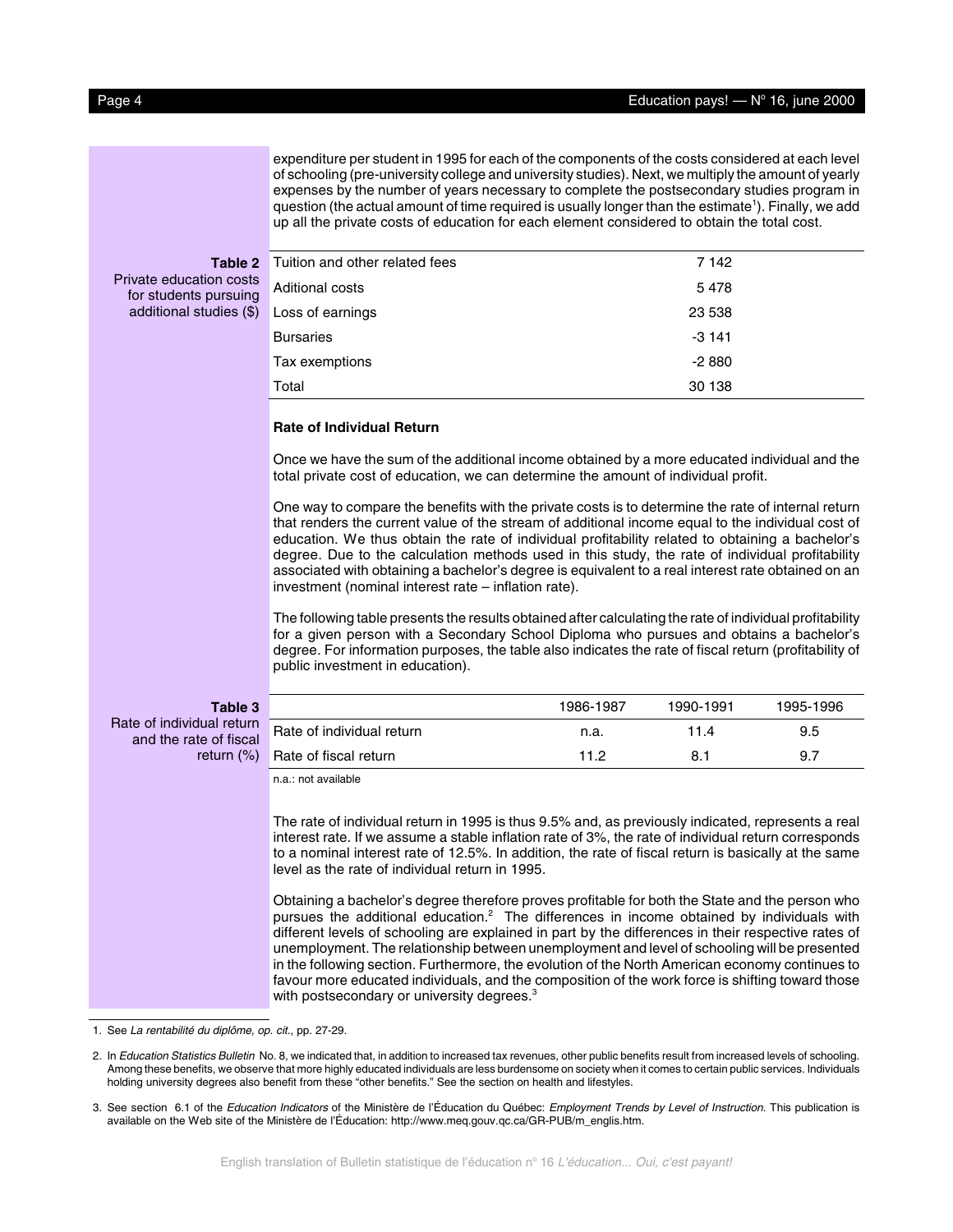expenditure per student in 1995 for each of the components of the costs considered at each level of schooling (pre-university college and university studies). Next, we multiply the amount of yearly expenses by the number of years necessary to complete the postsecondary studies program in question (the actual amount of time required is usually longer than the estimate[1]). Finally, we add up all the private costs of education for each element considered to obtain the total cost.

**Table 2**
Private education costs for students pursuing additional studies ($)

| | |
|---|---|
| Tuition and other related fees | 7 142 |
| Aditional costs | 5 478 |
| Loss of earnings | 23 538 |
| Bursaries | -3 141 |
| Tax exemptions | -2 880 |
| Total | 30 138 |

### Rate of Individual Return

Once we have the sum of the additional income obtained by a more educated individual and the total private cost of education, we can determine the amount of individual profit.

One way to compare the benefits with the private costs is to determine the rate of internal return that renders the current value of the stream of additional income equal to the individual cost of education. We thus obtain the rate of individual profitability related to obtaining a bachelor's degree. Due to the calculation methods used in this study, the rate of individual profitability associated with obtaining a bachelor's degree is equivalent to a real interest rate obtained on an investment (nominal interest rate – inflation rate).

The following table presents the results obtained after calculating the rate of individual profitability for a given person with a Secondary School Diploma who pursues and obtains a bachelor's degree. For information purposes, the table also indicates the rate of fiscal return (profitability of public investment in education).

**Table 3**
Rate of individual return and the rate of fiscal return (%)

| | 1986-1987 | 1990-1991 | 1995-1996 |
|---|---|---|---|
| Rate of individual return | n.a. | 11.4 | 9.5 |
| Rate of fiscal return | 11.2 | 8.1 | 9.7 |

n.a.: not available

The rate of individual return in 1995 is thus 9.5% and, as previously indicated, represents a real interest rate. If we assume a stable inflation rate of 3%, the rate of individual return corresponds to a nominal interest rate of 12.5%. In addition, the rate of fiscal return is basically at the same level as the rate of individual return in 1995.

Obtaining a bachelor's degree therefore proves profitable for both the State and the person who pursues the additional education.[2] The differences in income obtained by individuals with different levels of schooling are explained in part by the differences in their respective rates of unemployment. The relationship between unemployment and level of schooling will be presented in the following section. Furthermore, the evolution of the North American economy continues to favour more educated individuals, and the composition of the work force is shifting toward those with postsecondary or university degrees.[3]

1. See *La rentabilité du diplôme, op. cit.*, pp. 27-29.

2. In *Education Statistics Bulletin* No. 8, we indicated that, in addition to increased tax revenues, other public benefits result from increased levels of schooling. Among these benefits, we observe that more highly educated individuals are less burdensome on society when it comes to certain public services. Individuals holding university degrees also benefit from these "other benefits." See the section on health and lifestyles.

3. See section 6.1 of the *Education Indicators* of the Ministère de l'Éducation du Québec: *Employment Trends by Level of Instruction.* This publication is available on the Web site of the Ministère de l'Éducation: http://www.meq.gouv.qc.ca/GR-PUB/m_englis.htm.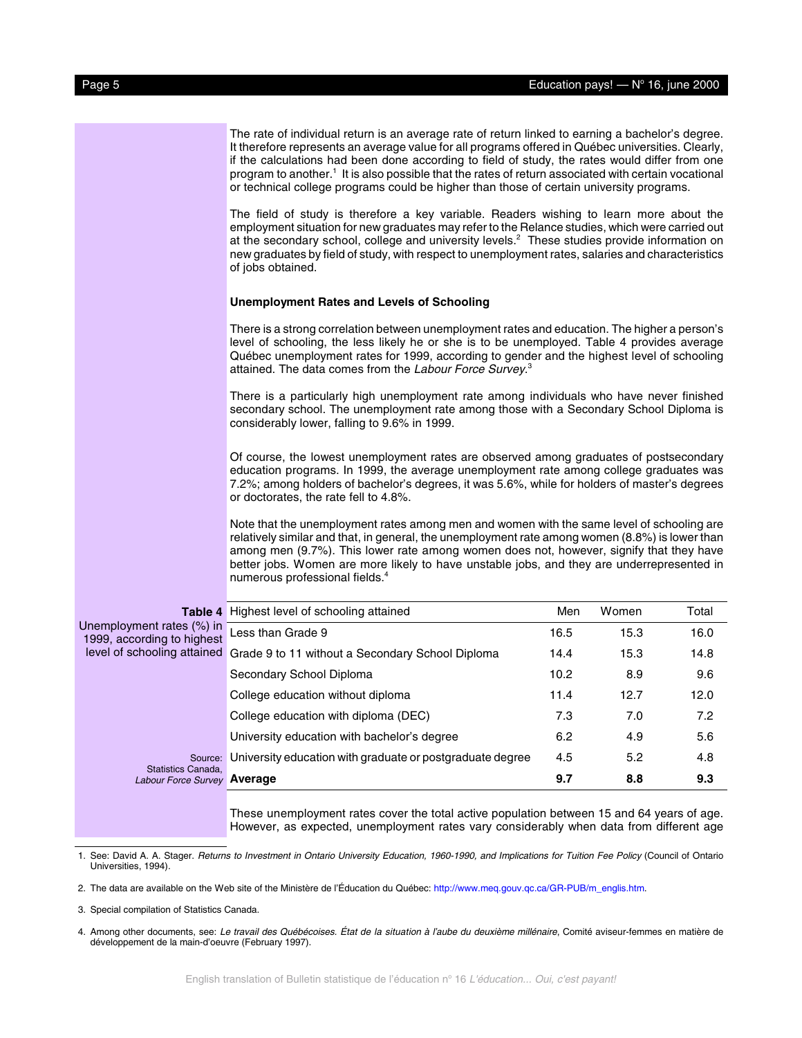The rate of individual return is an average rate of return linked to earning a bachelor's degree. It therefore represents an average value for all programs offered in Québec universities. Clearly, if the calculations had been done according to field of study, the rates would differ from one program to another.[1] It is also possible that the rates of return associated with certain vocational or technical college programs could be higher than those of certain university programs.

The field of study is therefore a key variable. Readers wishing to learn more about the employment situation for new graduates may refer to the Relance studies, which were carried out at the secondary school, college and university levels.[2] These studies provide information on new graduates by field of study, with respect to unemployment rates, salaries and characteristics of jobs obtained.

**Unemployment Rates and Levels of Schooling**

There is a strong correlation between unemployment rates and education. The higher a person's level of schooling, the less likely he or she is to be unemployed. Table 4 provides average Québec unemployment rates for 1999, according to gender and the highest level of schooling attained. The data comes from the *Labour Force Survey*.[3]

There is a particularly high unemployment rate among individuals who have never finished secondary school. The unemployment rate among those with a Secondary School Diploma is considerably lower, falling to 9.6% in 1999.

Of course, the lowest unemployment rates are observed among graduates of postsecondary education programs. In 1999, the average unemployment rate among college graduates was 7.2%; among holders of bachelor's degrees, it was 5.6%, while for holders of master's degrees or doctorates, the rate fell to 4.8%.

Note that the unemployment rates among men and women with the same level of schooling are relatively similar and that, in general, the unemployment rate among women (8.8%) is lower than among men (9.7%). This lower rate among women does not, however, signify that they have better jobs. Women are more likely to have unstable jobs, and they are underrepresented in numerous professional fields.[4]

**Table 4** Unemployment rates (%) in 1999, according to highest level of schooling attained

| Highest level of schooling attained | Men | Women | Total |
|---|---|---|---|
| Less than Grade 9 | 16.5 | 15.3 | 16.0 |
| Grade 9 to 11 without a Secondary School Diploma | 14.4 | 15.3 | 14.8 |
| Secondary School Diploma | 10.2 | 8.9 | 9.6 |
| College education without diploma | 11.4 | 12.7 | 12.0 |
| College education with diploma (DEC) | 7.3 | 7.0 | 7.2 |
| University education with bachelor's degree | 6.2 | 4.9 | 5.6 |
| University education with graduate or postgraduate degree | 4.5 | 5.2 | 4.8 |
| **Average** | **9.7** | **8.8** | **9.3** |

Source: Statistics Canada, *Labour Force Survey*

These unemployment rates cover the total active population between 15 and 64 years of age. However, as expected, unemployment rates vary considerably when data from different age

1. See: David A. A. Stager. *Returns to Investment in Ontario University Education, 1960-1990, and Implications for Tuition Fee Policy* (Council of Ontario Universities, 1994).

2. The data are available on the Web site of the Ministère de l'Éducation du Québec: http://www.meq.gouv.qc.ca/GR-PUB/m_englis.htm.

3. Special compilation of Statistics Canada.

4. Among other documents, see: *Le travail des Québécoises. État de la situation à l'aube du deuxième millénaire*, Comité aviseur-femmes en matière de développement de la main-d'oeuvre (February 1997).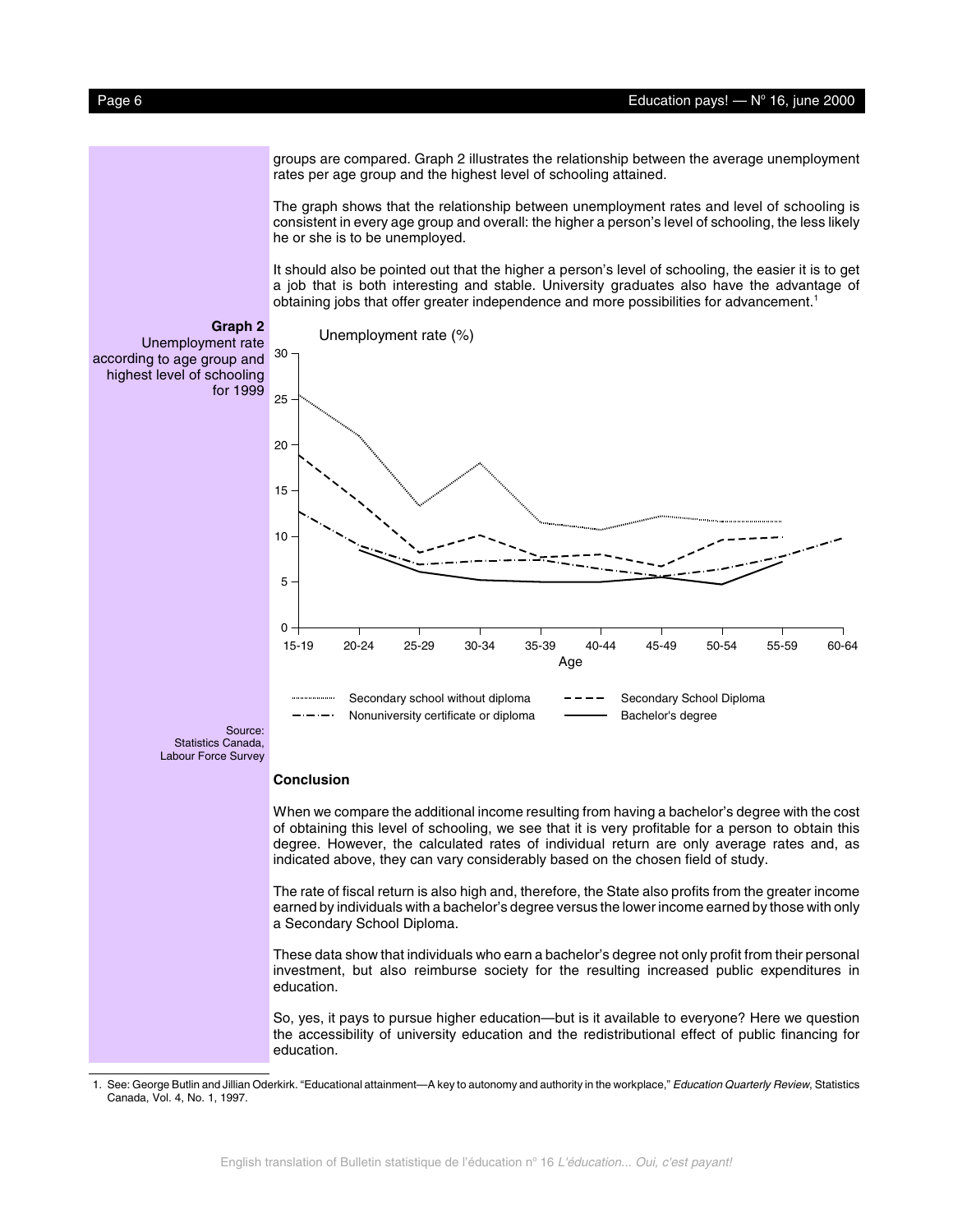groups are compared. Graph 2 illustrates the relationship between the average unemployment rates per age group and the highest level of schooling attained.

The graph shows that the relationship between unemployment rates and level of schooling is consistent in every age group and overall: the higher a person's level of schooling, the less likely he or she is to be unemployed.

It should also be pointed out that the higher a person's level of schooling, the easier it is to get a job that is both interesting and stable. University graduates also have the advantage of obtaining jobs that offer greater independence and more possibilities for advancement.[1]

**Graph 2**
Unemployment rate according to age group and highest level of schooling for 1999

Unemployment rate (%)

Age: 15-19, 20-24, 25-29, 30-34, 35-39, 40-44, 45-49, 50-54, 55-59, 60-64

Secondary school without diploma — Secondary School Diploma — Nonuniversity certificate or diploma — Bachelor's degree

Source: Statistics Canada, Labour Force Survey

## Conclusion

When we compare the additional income resulting from having a bachelor's degree with the cost of obtaining this level of schooling, we see that it is very profitable for a person to obtain this degree. However, the calculated rates of individual return are only average rates and, as indicated above, they can vary considerably based on the chosen field of study.

The rate of fiscal return is also high and, therefore, the State also profits from the greater income earned by individuals with a bachelor's degree versus the lower income earned by those with only a Secondary School Diploma.

These data show that individuals who earn a bachelor's degree not only profit from their personal investment, but also reimburse society for the resulting increased public expenditures in education.

So, yes, it pays to pursue higher education—but is it available to everyone? Here we question the accessibility of university education and the redistributional effect of public financing for education.

1. See: George Butlin and Jillian Oderkirk. "Educational attainment—A key to autonomy and authority in the workplace," *Education Quarterly Review*, Statistics Canada, Vol. 4, No. 1, 1997.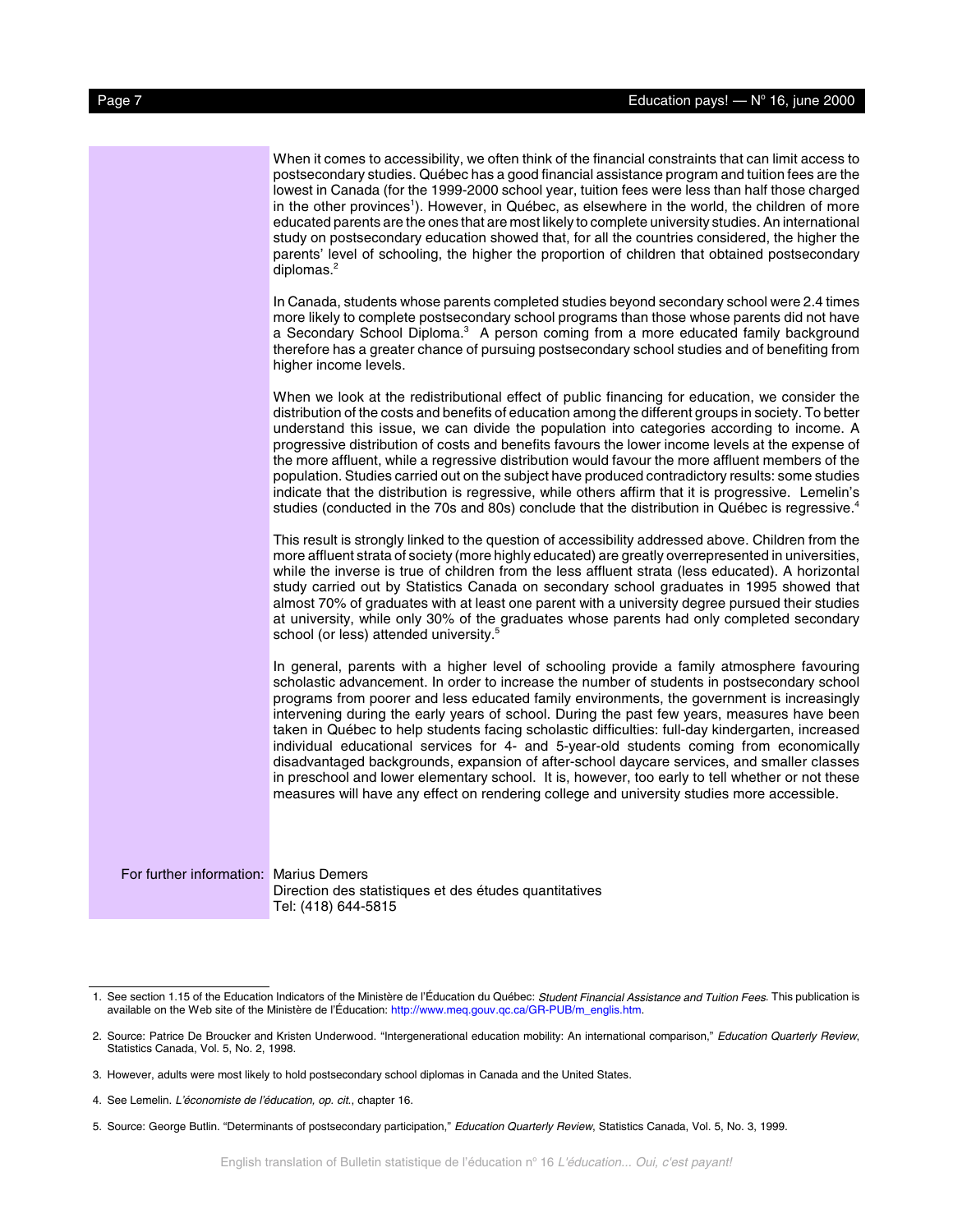When it comes to accessibility, we often think of the financial constraints that can limit access to postsecondary studies. Québec has a good financial assistance program and tuition fees are the lowest in Canada (for the 1999-2000 school year, tuition fees were less than half those charged in the other provinces[1]). However, in Québec, as elsewhere in the world, the children of more educated parents are the ones that are most likely to complete university studies. An international study on postsecondary education showed that, for all the countries considered, the higher the parents' level of schooling, the higher the proportion of children that obtained postsecondary diplomas.[2]

In Canada, students whose parents completed studies beyond secondary school were 2.4 times more likely to complete postsecondary school programs than those whose parents did not have a Secondary School Diploma.[3] A person coming from a more educated family background therefore has a greater chance of pursuing postsecondary school studies and of benefiting from higher income levels.

When we look at the redistributional effect of public financing for education, we consider the distribution of the costs and benefits of education among the different groups in society. To better understand this issue, we can divide the population into categories according to income. A progressive distribution of costs and benefits favours the lower income levels at the expense of the more affluent, while a regressive distribution would favour the more affluent members of the population. Studies carried out on the subject have produced contradictory results: some studies indicate that the distribution is regressive, while others affirm that it is progressive. Lemelin's studies (conducted in the 70s and 80s) conclude that the distribution in Québec is regressive.[4]

This result is strongly linked to the question of accessibility addressed above. Children from the more affluent strata of society (more highly educated) are greatly overrepresented in universities, while the inverse is true of children from the less affluent strata (less educated). A horizontal study carried out by Statistics Canada on secondary school graduates in 1995 showed that almost 70% of graduates with at least one parent with a university degree pursued their studies at university, while only 30% of the graduates whose parents had only completed secondary school (or less) attended university.[5]

In general, parents with a higher level of schooling provide a family atmosphere favouring scholastic advancement. In order to increase the number of students in postsecondary school programs from poorer and less educated family environments, the government is increasingly intervening during the early years of school. During the past few years, measures have been taken in Québec to help students facing scholastic difficulties: full-day kindergarten, increased individual educational services for 4- and 5-year-old students coming from economically disadvantaged backgrounds, expansion of after-school daycare services, and smaller classes in preschool and lower elementary school. It is, however, too early to tell whether or not these measures will have any effect on rendering college and university studies more accessible.

For further information: Marius Demers
Direction des statistiques et des études quantitatives
Tel: (418) 644-5815

---

1. See section 1.15 of the Education Indicators of the Ministère de l'Éducation du Québec: *Student Financial Assistance and Tuition Fees*. This publication is available on the Web site of the Ministère de l'Éducation: http://www.meq.gouv.qc.ca/GR-PUB/m_englis.htm.

2. Source: Patrice De Broucker and Kristen Underwood. "Intergenerational education mobility: An international comparison," *Education Quarterly Review*, Statistics Canada, Vol. 5, No. 2, 1998.

3. However, adults were most likely to hold postsecondary school diplomas in Canada and the United States.

4. See Lemelin. *L'économiste de l'éducation, op. cit.*, chapter 16.

5. Source: George Butlin. "Determinants of postsecondary participation," *Education Quarterly Review*, Statistics Canada, Vol. 5, No. 3, 1999.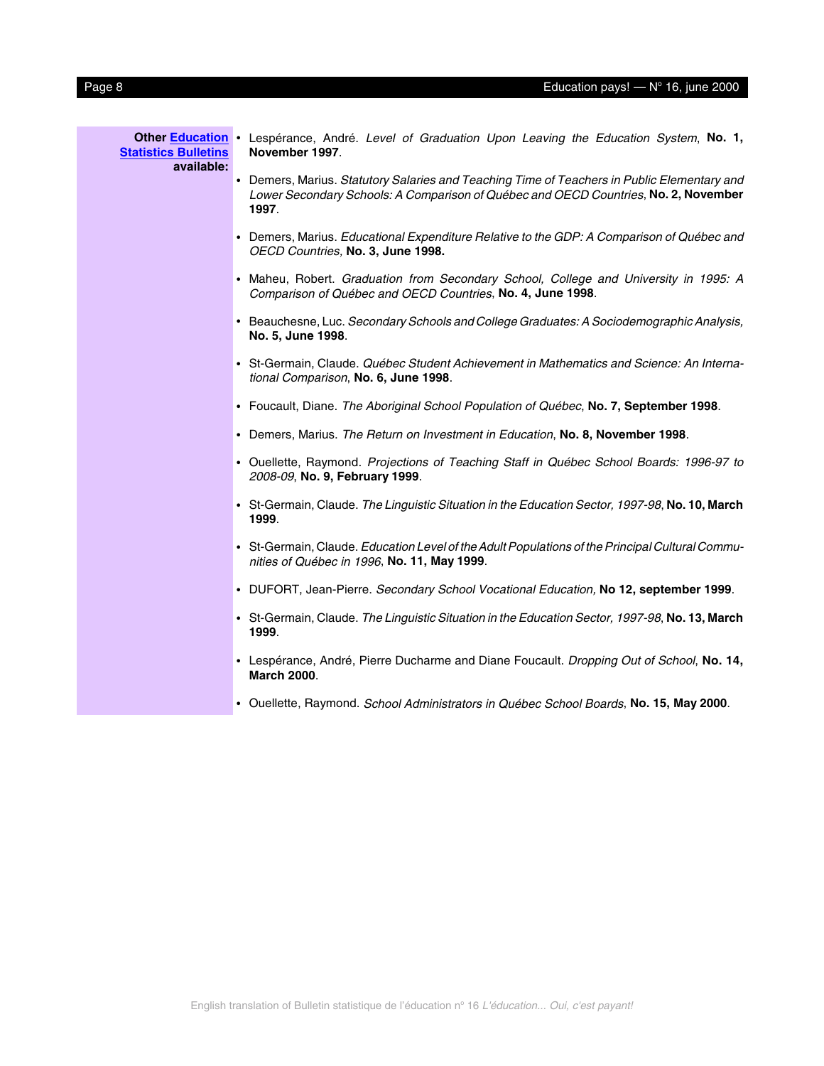**Other Education Statistics Bulletins available:**

- Lespérance, André. *Level of Graduation Upon Leaving the Education System*, **No. 1, November 1997**.
- Demers, Marius. *Statutory Salaries and Teaching Time of Teachers in Public Elementary and Lower Secondary Schools: A Comparison of Québec and OECD Countries*, **No. 2, November 1997**.
- Demers, Marius. *Educational Expenditure Relative to the GDP: A Comparison of Québec and OECD Countries,* **No. 3, June 1998.**
- Maheu, Robert. *Graduation from Secondary School, College and University in 1995: A Comparison of Québec and OECD Countries*, **No. 4, June 1998**.
- Beauchesne, Luc. *Secondary Schools and College Graduates: A Sociodemographic Analysis,* **No. 5, June 1998**.
- St-Germain, Claude. *Québec Student Achievement in Mathematics and Science: An International Comparison*, **No. 6, June 1998**.
- Foucault, Diane. *The Aboriginal School Population of Québec*, **No. 7, September 1998**.
- Demers, Marius. *The Return on Investment in Education*, **No. 8, November 1998**.
- Ouellette, Raymond. *Projections of Teaching Staff in Québec School Boards: 1996-97 to 2008-09*, **No. 9, February 1999**.
- St-Germain, Claude. *The Linguistic Situation in the Education Sector, 1997-98*, **No. 10, March 1999**.
- St-Germain, Claude. *Education Level of the Adult Populations of the Principal Cultural Communities of Québec in 1996*, **No. 11, May 1999**.
- DUFORT, Jean-Pierre. *Secondary School Vocational Education,* **No 12, september 1999**.
- St-Germain, Claude. *The Linguistic Situation in the Education Sector, 1997-98*, **No. 13, March 1999**.
- Lespérance, André, Pierre Ducharme and Diane Foucault. *Dropping Out of School*, **No. 14, March 2000**.
- Ouellette, Raymond. *School Administrators in Québec School Boards*, **No. 15, May 2000**.

English translation of Bulletin statistique de l'éducation nº 16 *L'éducation... Oui, c'est payant!*